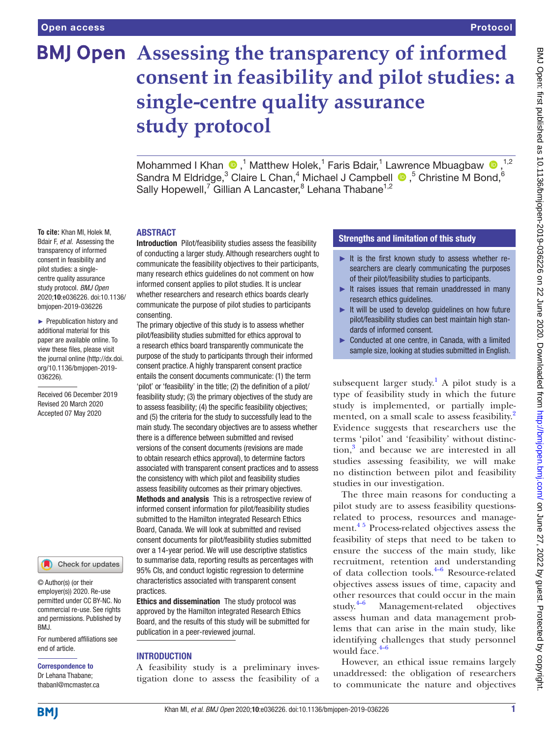Open access | Protocol

# Assessing the transparency of informed consent in feasibility and pilot studies: a single-centre quality assurance study protocol

Mohammed I Khan,[1] Matthew Holek,[1] Faris Bdair,[1] Lawrence Mbuagbaw,[1,2] Sandra M Eldridge,[3] Claire L Chan,[4] Michael J Campbell,[5] Christine M Bond,[6] Sally Hopewell,[7] Gillian A Lancaster,[8] Lehana Thabane[1,2]

**To cite:** Khan MI, Holek M, Bdair F, *et al*. Assessing the transparency of informed consent in feasibility and pilot studies: a single-centre quality assurance study protocol. *BMJ Open* 2020;**10**:e036226. doi:10.1136/bmjopen-2019-036226

► Prepublication history and additional material for this paper are available online. To view these files, please visit the journal online (http://dx.doi.org/10.1136/bmjopen-2019-036226).

Received 06 December 2019
Revised 20 March 2020
Accepted 07 May 2020

© Author(s) (or their employer(s)) 2020. Re-use permitted under CC BY-NC. No commercial re-use. See rights and permissions. Published by BMJ.

For numbered affiliations see end of article.

**Correspondence to**
Dr Lehana Thabane;
thabanl@mcmaster.ca

## ABSTRACT

**Introduction** Pilot/feasibility studies assess the feasibility of conducting a larger study. Although researchers ought to communicate the feasibility objectives to their participants, many research ethics guidelines do not comment on how informed consent applies to pilot studies. It is unclear whether researchers and research ethics boards clearly communicate the purpose of pilot studies to participants consenting.

The primary objective of this study is to assess whether pilot/feasibility studies submitted for ethics approval to a research ethics board transparently communicate the purpose of the study to participants through their informed consent practice. A highly transparent consent practice entails the consent documents communicate: (1) the term 'pilot' or 'feasibility' in the title; (2) the definition of a pilot/feasibility study; (3) the primary objectives of the study are to assess feasibility; (4) the specific feasibility objectives; and (5) the criteria for the study to successfully lead to the main study. The secondary objectives are to assess whether there is a difference between submitted and revised versions of the consent documents (revisions are made to obtain research ethics approval), to determine factors associated with transparent consent practices and to assess the consistency with which pilot and feasibility studies assess feasibility outcomes as their primary objectives.

**Methods and analysis** This is a retrospective review of informed consent information for pilot/feasibility studies submitted to the Hamilton integrated Research Ethics Board, Canada. We will look at submitted and revised consent documents for pilot/feasibility studies submitted over a 14-year period. We will use descriptive statistics to summarise data, reporting results as percentages with 95% CIs, and conduct logistic regression to determine characteristics associated with transparent consent practices.

**Ethics and dissemination** The study protocol was approved by the Hamilton integrated Research Ethics Board, and the results of this study will be submitted for publication in a peer-reviewed journal.

### Strengths and limitation of this study

► It is the first known study to assess whether researchers are clearly communicating the purposes of their pilot/feasibility studies to participants.
► It raises issues that remain unaddressed in many research ethics guidelines.
► It will be used to develop guidelines on how future pilot/feasibility studies can best maintain high standards of informed consent.
► Conducted at one centre, in Canada, with a limited sample size, looking at studies submitted in English.

## INTRODUCTION

A feasibility study is a preliminary investigation done to assess the feasibility of a subsequent larger study.[1] A pilot study is a type of feasibility study in which the future study is implemented, or partially implemented, on a small scale to assess feasibility.[2] Evidence suggests that researchers use the terms 'pilot' and 'feasibility' without distinction,[3] and because we are interested in all studies assessing feasibility, we will make no distinction between pilot and feasibility studies in our investigation.

The three main reasons for conducting a pilot study are to assess feasibility questions related to process, resources and management.[4 5] Process-related objectives assess the feasibility of steps that need to be taken to ensure the success of the main study, like recruitment, retention and understanding of data collection tools.[4–6] Resource-related objectives assess issues of time, capacity and other resources that could occur in the main study.[4–6] Management-related objectives assess human and data management problems that can arise in the main study, like identifying challenges that study personnel would face.[4–6]

However, an ethical issue remains largely unaddressed: the obligation of researchers to communicate the nature and objectives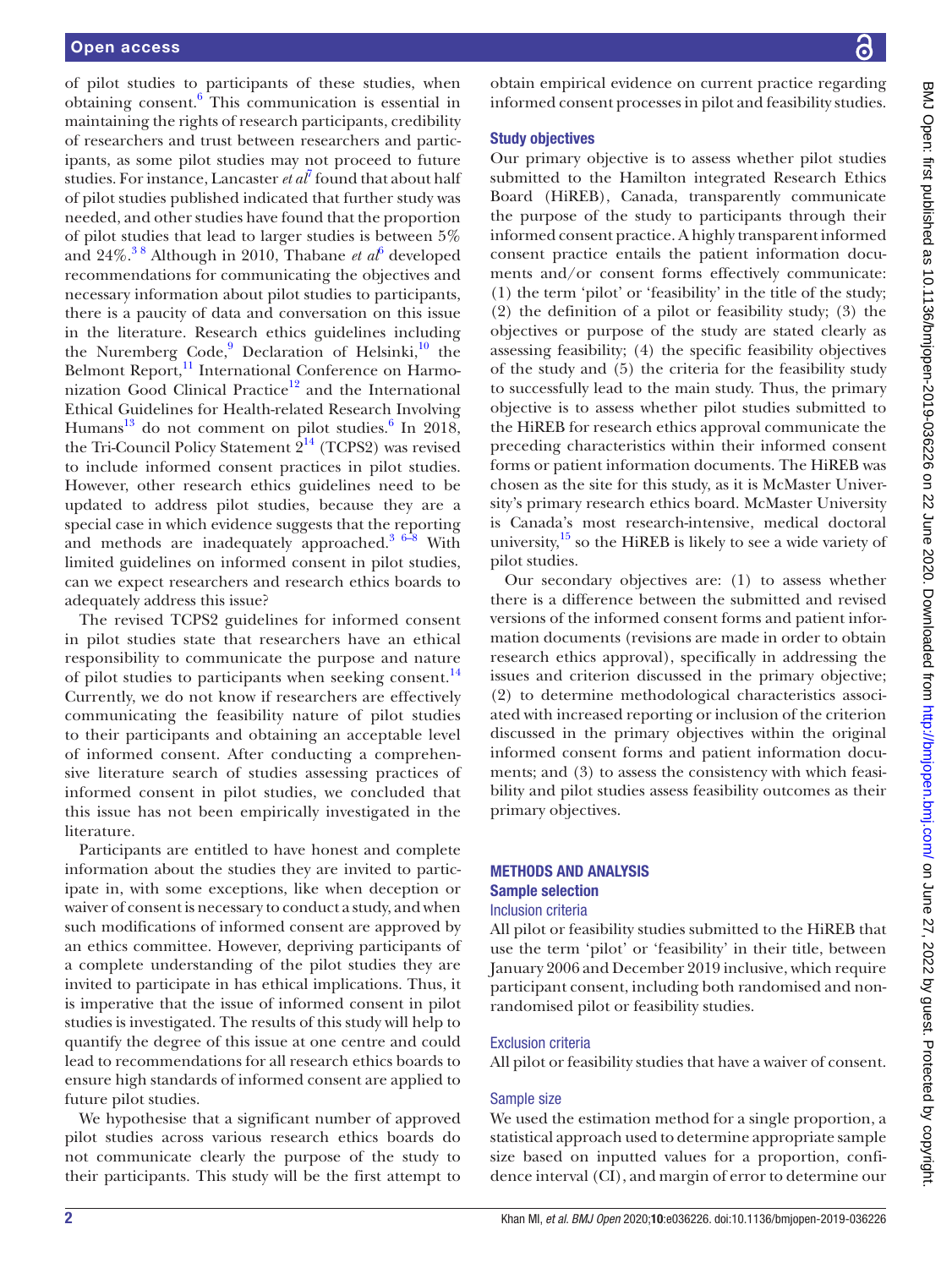of pilot studies to participants of these studies, when obtaining consent.[6] This communication is essential in maintaining the rights of research participants, credibility of researchers and trust between researchers and participants, as some pilot studies may not proceed to future studies. For instance, Lancaster *et al*[7] found that about half of pilot studies published indicated that further study was needed, and other studies have found that the proportion of pilot studies that lead to larger studies is between 5% and 24%.[3 8] Although in 2010, Thabane *et al*[6] developed recommendations for communicating the objectives and necessary information about pilot studies to participants, there is a paucity of data and conversation on this issue in the literature. Research ethics guidelines including the Nuremberg Code,[9] Declaration of Helsinki,[10] the Belmont Report,[11] International Conference on Harmonization Good Clinical Practice[12] and the International Ethical Guidelines for Health-related Research Involving Humans[13] do not comment on pilot studies.[6] In 2018, the Tri-Council Policy Statement 2[14] (TCPS2) was revised to include informed consent practices in pilot studies. However, other research ethics guidelines need to be updated to address pilot studies, because they are a special case in which evidence suggests that the reporting and methods are inadequately approached.[3 6–8] With limited guidelines on informed consent in pilot studies, can we expect researchers and research ethics boards to adequately address this issue?

The revised TCPS2 guidelines for informed consent in pilot studies state that researchers have an ethical responsibility to communicate the purpose and nature of pilot studies to participants when seeking consent.[14] Currently, we do not know if researchers are effectively communicating the feasibility nature of pilot studies to their participants and obtaining an acceptable level of informed consent. After conducting a comprehensive literature search of studies assessing practices of informed consent in pilot studies, we concluded that this issue has not been empirically investigated in the literature.

Participants are entitled to have honest and complete information about the studies they are invited to participate in, with some exceptions, like when deception or waiver of consent is necessary to conduct a study, and when such modifications of informed consent are approved by an ethics committee. However, depriving participants of a complete understanding of the pilot studies they are invited to participate in has ethical implications. Thus, it is imperative that the issue of informed consent in pilot studies is investigated. The results of this study will help to quantify the degree of this issue at one centre and could lead to recommendations for all research ethics boards to ensure high standards of informed consent are applied to future pilot studies.

We hypothesise that a significant number of approved pilot studies across various research ethics boards do not communicate clearly the purpose of the study to their participants. This study will be the first attempt to obtain empirical evidence on current practice regarding informed consent processes in pilot and feasibility studies.

### Study objectives

Our primary objective is to assess whether pilot studies submitted to the Hamilton integrated Research Ethics Board (HiREB), Canada, transparently communicate the purpose of the study to participants through their informed consent practice. A highly transparent informed consent practice entails the patient information documents and/or consent forms effectively communicate: (1) the term 'pilot' or 'feasibility' in the title of the study; (2) the definition of a pilot or feasibility study; (3) the objectives or purpose of the study are stated clearly as assessing feasibility; (4) the specific feasibility objectives of the study and (5) the criteria for the feasibility study to successfully lead to the main study. Thus, the primary objective is to assess whether pilot studies submitted to the HiREB for research ethics approval communicate the preceding characteristics within their informed consent forms or patient information documents. The HiREB was chosen as the site for this study, as it is McMaster University's primary research ethics board. McMaster University is Canada's most research-intensive, medical doctoral university,[15] so the HiREB is likely to see a wide variety of pilot studies.

Our secondary objectives are: (1) to assess whether there is a difference between the submitted and revised versions of the informed consent forms and patient information documents (revisions are made in order to obtain research ethics approval), specifically in addressing the issues and criterion discussed in the primary objective; (2) to determine methodological characteristics associated with increased reporting or inclusion of the criterion discussed in the primary objectives within the original informed consent forms and patient information documents; and (3) to assess the consistency with which feasibility and pilot studies assess feasibility outcomes as their primary objectives.

## METHODS AND ANALYSIS

### Sample selection

#### Inclusion criteria

All pilot or feasibility studies submitted to the HiREB that use the term 'pilot' or 'feasibility' in their title, between January 2006 and December 2019 inclusive, which require participant consent, including both randomised and non-randomised pilot or feasibility studies.

#### Exclusion criteria

All pilot or feasibility studies that have a waiver of consent.

#### Sample size

We used the estimation method for a single proportion, a statistical approach used to determine appropriate sample size based on inputted values for a proportion, confidence interval (CI), and margin of error to determine our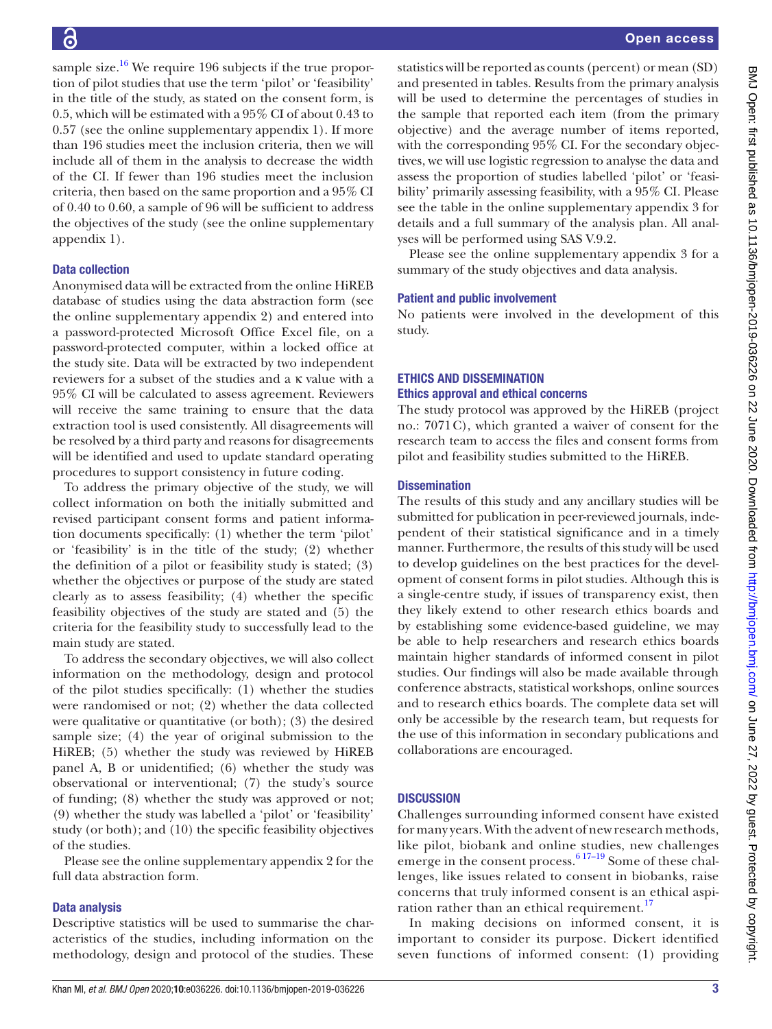sample size.[16] We require 196 subjects if the true proportion of pilot studies that use the term 'pilot' or 'feasibility' in the title of the study, as stated on the consent form, is 0.5, which will be estimated with a 95% CI of about 0.43 to 0.57 (see the online supplementary appendix 1). If more than 196 studies meet the inclusion criteria, then we will include all of them in the analysis to decrease the width of the CI. If fewer than 196 studies meet the inclusion criteria, then based on the same proportion and a 95% CI of 0.40 to 0.60, a sample of 96 will be sufficient to address the objectives of the study (see the online supplementary appendix 1).

### Data collection

Anonymised data will be extracted from the online HiREB database of studies using the data abstraction form (see the online supplementary appendix 2) and entered into a password-protected Microsoft Office Excel file, on a password-protected computer, within a locked office at the study site. Data will be extracted by two independent reviewers for a subset of the studies and a κ value with a 95% CI will be calculated to assess agreement. Reviewers will receive the same training to ensure that the data extraction tool is used consistently. All disagreements will be resolved by a third party and reasons for disagreements will be identified and used to update standard operating procedures to support consistency in future coding.

To address the primary objective of the study, we will collect information on both the initially submitted and revised participant consent forms and patient information documents specifically: (1) whether the term 'pilot' or 'feasibility' is in the title of the study; (2) whether the definition of a pilot or feasibility study is stated; (3) whether the objectives or purpose of the study are stated clearly as to assess feasibility; (4) whether the specific feasibility objectives of the study are stated and (5) the criteria for the feasibility study to successfully lead to the main study are stated.

To address the secondary objectives, we will also collect information on the methodology, design and protocol of the pilot studies specifically: (1) whether the studies were randomised or not; (2) whether the data collected were qualitative or quantitative (or both); (3) the desired sample size; (4) the year of original submission to the HiREB; (5) whether the study was reviewed by HiREB panel A, B or unidentified; (6) whether the study was observational or interventional; (7) the study's source of funding; (8) whether the study was approved or not; (9) whether the study was labelled a 'pilot' or 'feasibility' study (or both); and (10) the specific feasibility objectives of the studies.

Please see the online supplementary appendix 2 for the full data abstraction form.

### Data analysis

Descriptive statistics will be used to summarise the characteristics of the studies, including information on the methodology, design and protocol of the studies. These statistics will be reported as counts (percent) or mean (SD) and presented in tables. Results from the primary analysis will be used to determine the percentages of studies in the sample that reported each item (from the primary objective) and the average number of items reported, with the corresponding 95% CI. For the secondary objectives, we will use logistic regression to analyse the data and assess the proportion of studies labelled 'pilot' or 'feasibility' primarily assessing feasibility, with a 95% CI. Please see the table in the online supplementary appendix 3 for details and a full summary of the analysis plan. All analyses will be performed using SAS V.9.2.

Please see the online supplementary appendix 3 for a summary of the study objectives and data analysis.

### Patient and public involvement

No patients were involved in the development of this study.

## ETHICS AND DISSEMINATION

### Ethics approval and ethical concerns

The study protocol was approved by the HiREB (project no.: 7071C), which granted a waiver of consent for the research team to access the files and consent forms from pilot and feasibility studies submitted to the HiREB.

### Dissemination

The results of this study and any ancillary studies will be submitted for publication in peer-reviewed journals, independent of their statistical significance and in a timely manner. Furthermore, the results of this study will be used to develop guidelines on the best practices for the development of consent forms in pilot studies. Although this is a single-centre study, if issues of transparency exist, then they likely extend to other research ethics boards and by establishing some evidence-based guideline, we may be able to help researchers and research ethics boards maintain higher standards of informed consent in pilot studies. Our findings will also be made available through conference abstracts, statistical workshops, online sources and to research ethics boards. The complete data set will only be accessible by the research team, but requests for the use of this information in secondary publications and collaborations are encouraged.

## DISCUSSION

Challenges surrounding informed consent have existed for many years. With the advent of new research methods, like pilot, biobank and online studies, new challenges emerge in the consent process.[6 17–19] Some of these challenges, like issues related to consent in biobanks, raise concerns that truly informed consent is an ethical aspiration rather than an ethical requirement.[17]

In making decisions on informed consent, it is important to consider its purpose. Dickert identified seven functions of informed consent: (1) providing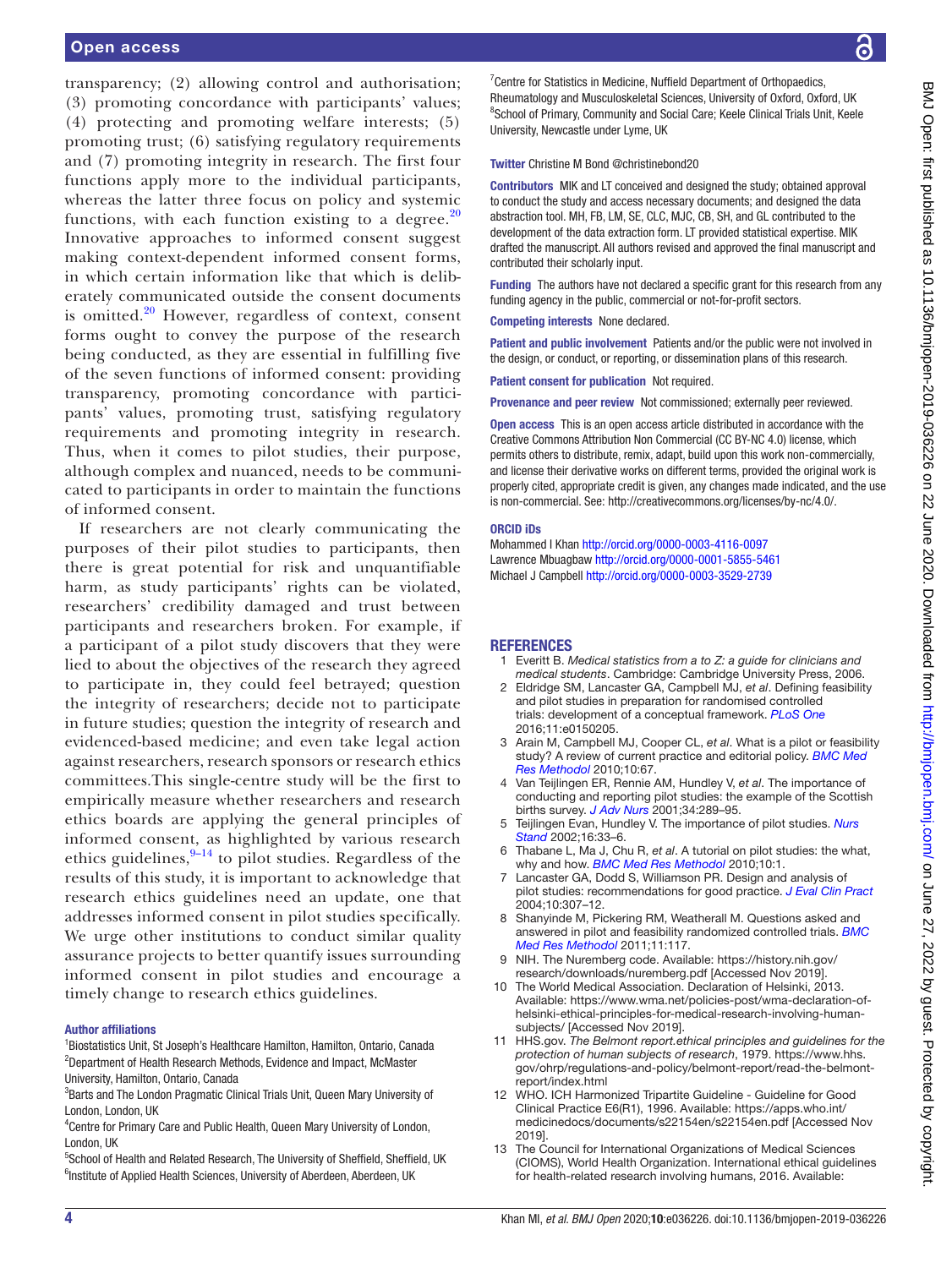transparency; (2) allowing control and authorisation; (3) promoting concordance with participants' values; (4) protecting and promoting welfare interests; (5) promoting trust; (6) satisfying regulatory requirements and (7) promoting integrity in research. The first four functions apply more to the individual participants, whereas the latter three focus on policy and systemic functions, with each function existing to a degree.[20] Innovative approaches to informed consent suggest making context-dependent informed consent forms, in which certain information like that which is deliberately communicated outside the consent documents is omitted.[20] However, regardless of context, consent forms ought to convey the purpose of the research being conducted, as they are essential in fulfilling five of the seven functions of informed consent: providing transparency, promoting concordance with participants' values, promoting trust, satisfying regulatory requirements and promoting integrity in research. Thus, when it comes to pilot studies, their purpose, although complex and nuanced, needs to be communicated to participants in order to maintain the functions of informed consent.

If researchers are not clearly communicating the purposes of their pilot studies to participants, then there is great potential for risk and unquantifiable harm, as study participants' rights can be violated, researchers' credibility damaged and trust between participants and researchers broken. For example, if a participant of a pilot study discovers that they were lied to about the objectives of the research they agreed to participate in, they could feel betrayed; question the integrity of researchers; decide not to participate in future studies; question the integrity of research and evidenced-based medicine; and even take legal action against researchers, research sponsors or research ethics committees.This single-centre study will be the first to empirically measure whether researchers and research ethics boards are applying the general principles of informed consent, as highlighted by various research ethics guidelines,[9–14] to pilot studies. Regardless of the results of this study, it is important to acknowledge that research ethics guidelines need an update, one that addresses informed consent in pilot studies specifically. We urge other institutions to conduct similar quality assurance projects to better quantify issues surrounding informed consent in pilot studies and encourage a timely change to research ethics guidelines.

**Author affiliations**

[1]Biostatistics Unit, St Joseph's Healthcare Hamilton, Hamilton, Ontario, Canada
[2]Department of Health Research Methods, Evidence and Impact, McMaster University, Hamilton, Ontario, Canada
[3]Barts and The London Pragmatic Clinical Trials Unit, Queen Mary University of London, London, UK
[4]Centre for Primary Care and Public Health, Queen Mary University of London, London, UK
[5]School of Health and Related Research, The University of Sheffield, Sheffield, UK
[6]Institute of Applied Health Sciences, University of Aberdeen, Aberdeen, UK
[7]Centre for Statistics in Medicine, Nuffield Department of Orthopaedics, Rheumatology and Musculoskeletal Sciences, University of Oxford, Oxford, UK
[8]School of Primary, Community and Social Care; Keele Clinical Trials Unit, Keele University, Newcastle under Lyme, UK

**Twitter** Christine M Bond @christinebond20

**Contributors** MIK and LT conceived and designed the study; obtained approval to conduct the study and access necessary documents; and designed the data abstraction tool. MH, FB, LM, SE, CLC, MJC, CB, SH, and GL contributed to the development of the data extraction form. LT provided statistical expertise. MIK drafted the manuscript. All authors revised and approved the final manuscript and contributed their scholarly input.

**Funding** The authors have not declared a specific grant for this research from any funding agency in the public, commercial or not-for-profit sectors.

**Competing interests** None declared.

**Patient and public involvement** Patients and/or the public were not involved in the design, or conduct, or reporting, or dissemination plans of this research.

**Patient consent for publication** Not required.

**Provenance and peer review** Not commissioned; externally peer reviewed.

**Open access** This is an open access article distributed in accordance with the Creative Commons Attribution Non Commercial (CC BY-NC 4.0) license, which permits others to distribute, remix, adapt, build upon this work non-commercially, and license their derivative works on different terms, provided the original work is properly cited, appropriate credit is given, any changes made indicated, and the use is non-commercial. See: http://creativecommons.org/licenses/by-nc/4.0/.

**ORCID iDs**

Mohammed I Khan http://orcid.org/0000-0003-4116-0097
Lawrence Mbuagbaw http://orcid.org/0000-0001-5855-5461
Michael J Campbell http://orcid.org/0000-0003-3529-2739

## REFERENCES

1. Everitt B. *Medical statistics from a to Z: a guide for clinicians and medical students*. Cambridge: Cambridge University Press, 2006.
2. Eldridge SM, Lancaster GA, Campbell MJ, *et al*. Defining feasibility and pilot studies in preparation for randomised controlled trials: development of a conceptual framework. *PLoS One* 2016;11:e0150205.
3. Arain M, Campbell MJ, Cooper CL, *et al*. What is a pilot or feasibility study? A review of current practice and editorial policy. *BMC Med Res Methodol* 2010;10:67.
4. Van Teijlingen ER, Rennie AM, Hundley V, *et al*. The importance of conducting and reporting pilot studies: the example of the Scottish births survey. *J Adv Nurs* 2001;34:289–95.
5. Teijlingen Evan, Hundley V. The importance of pilot studies. *Nurs Stand* 2002;16:33–6.
6. Thabane L, Ma J, Chu R, *et al*. A tutorial on pilot studies: the what, why and how. *BMC Med Res Methodol* 2010;10:1.
7. Lancaster GA, Dodd S, Williamson PR. Design and analysis of pilot studies: recommendations for good practice. *J Eval Clin Pract* 2004;10:307–12.
8. Shanyinde M, Pickering RM, Weatherall M. Questions asked and answered in pilot and feasibility randomized controlled trials. *BMC Med Res Methodol* 2011;11:117.
9. NIH. The Nuremberg code. Available: https://history.nih.gov/research/downloads/nuremberg.pdf [Accessed Nov 2019].
10. The World Medical Association. Declaration of Helsinki, 2013. Available: https://www.wma.net/policies-post/wma-declaration-of-helsinki-ethical-principles-for-medical-research-involving-human-subjects/ [Accessed Nov 2019].
11. HHS.gov. *The Belmont report.ethical principles and guidelines for the protection of human subjects of research*, 1979. https://www.hhs.gov/ohrp/regulations-and-policy/belmont-report/read-the-belmont-report/index.html
12. WHO. ICH Harmonized Tripartite Guideline - Guideline for Good Clinical Practice E6(R1), 1996. Available: https://apps.who.int/medicinedocs/documents/s22154en/s22154en.pdf [Accessed Nov 2019].
13. The Council for International Organizations of Medical Sciences (CIOMS), World Health Organization. International ethical guidelines for health-related research involving humans, 2016. Available: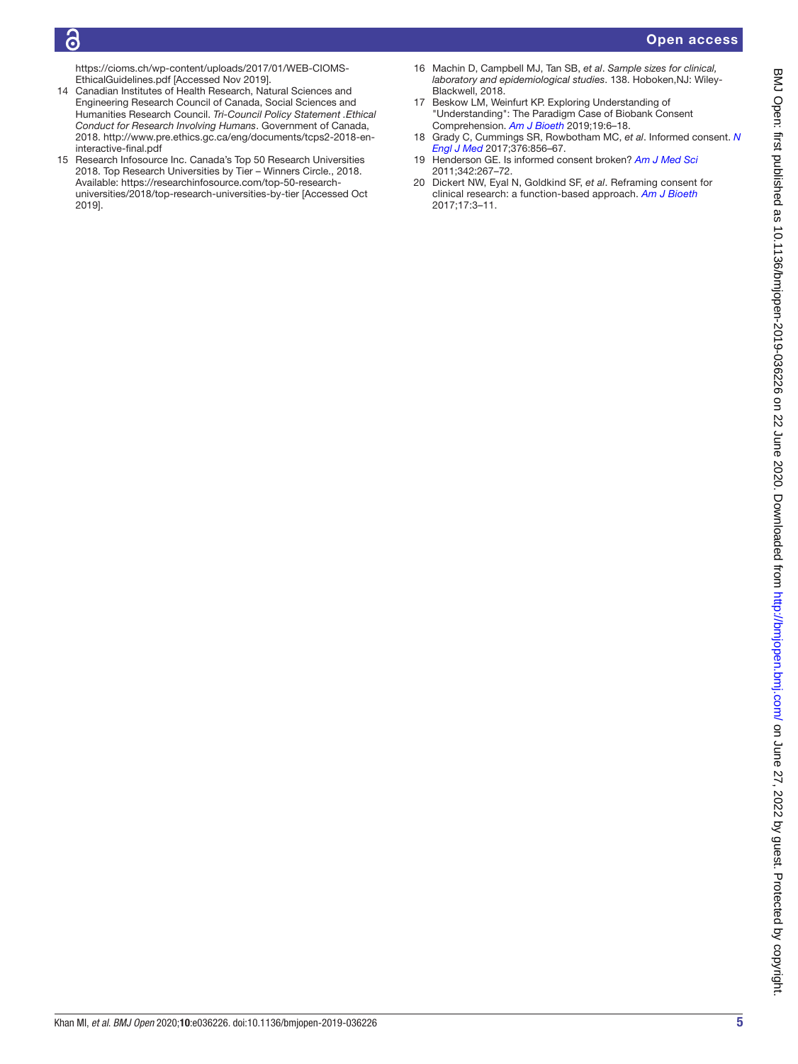https://cioms.ch/wp-content/uploads/2017/01/WEB-CIOMS-EthicalGuidelines.pdf [Accessed Nov 2019].

14 Canadian Institutes of Health Research, Natural Sciences and Engineering Research Council of Canada, Social Sciences and Humanities Research Council. *Tri-Council Policy Statement .Ethical Conduct for Research Involving Humans*. Government of Canada, 2018. http://www.pre.ethics.gc.ca/eng/documents/tcps2-2018-en-interactive-final.pdf

15 Research Infosource Inc. Canada's Top 50 Research Universities 2018. Top Research Universities by Tier – Winners Circle., 2018. Available: https://researchinfosource.com/top-50-research-universities/2018/top-research-universities-by-tier [Accessed Oct 2019].

16 Machin D, Campbell MJ, Tan SB, *et al*. *Sample sizes for clinical, laboratory and epidemiological studies*. 138. Hoboken,NJ: Wiley-Blackwell, 2018.

17 Beskow LM, Weinfurt KP. Exploring Understanding of "Understanding": The Paradigm Case of Biobank Consent Comprehension. *Am J Bioeth* 2019;19:6–18.

18 Grady C, Cummings SR, Rowbotham MC, *et al*. Informed consent. *N Engl J Med* 2017;376:856–67.

19 Henderson GE. Is informed consent broken? *Am J Med Sci* 2011;342:267–72.

20 Dickert NW, Eyal N, Goldkind SF, *et al*. Reframing consent for clinical research: a function-based approach. *Am J Bioeth* 2017;17:3–11.